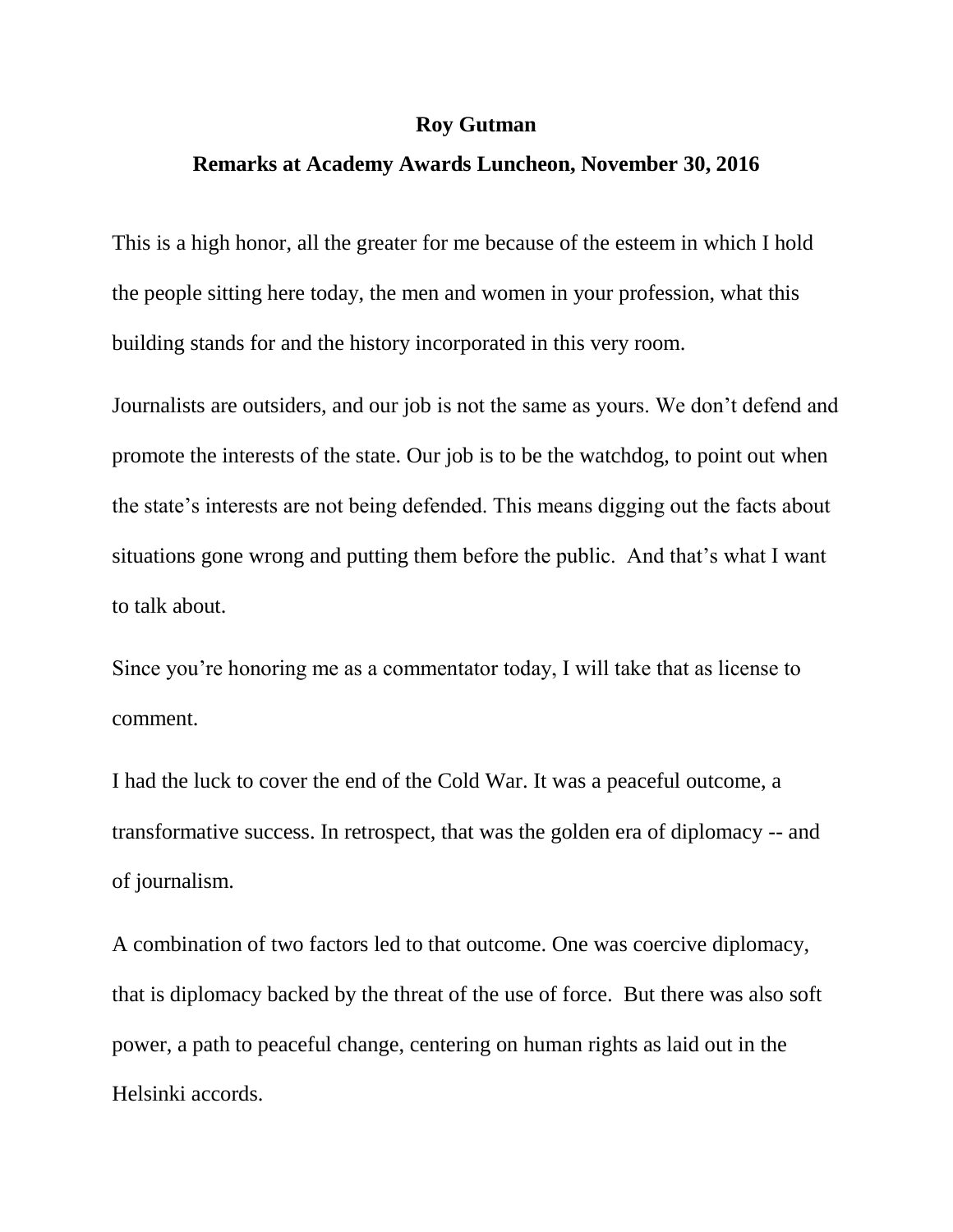**Roy Gutman**

**Remarks at Academy Awards Luncheon, November 30, 2016**

This is a high honor, all the greater for me because of the esteem in which I hold the people sitting here today, the men and women in your profession, what this building stands for and the history incorporated in this very room.

Journalists are outsiders, and our job is not the same as yours. We don't defend and promote the interests of the state. Our job is to be the watchdog, to point out when the state's interests are not being defended. This means digging out the facts about situations gone wrong and putting them before the public. And that's what I want to talk about.

Since you're honoring me as a commentator today, I will take that as license to comment.

I had the luck to cover the end of the Cold War. It was a peaceful outcome, a transformative success. In retrospect, that was the golden era of diplomacy -- and of journalism.

A combination of two factors led to that outcome. One was coercive diplomacy, that is diplomacy backed by the threat of the use of force. But there was also soft power, a path to peaceful change, centering on human rights as laid out in the Helsinki accords.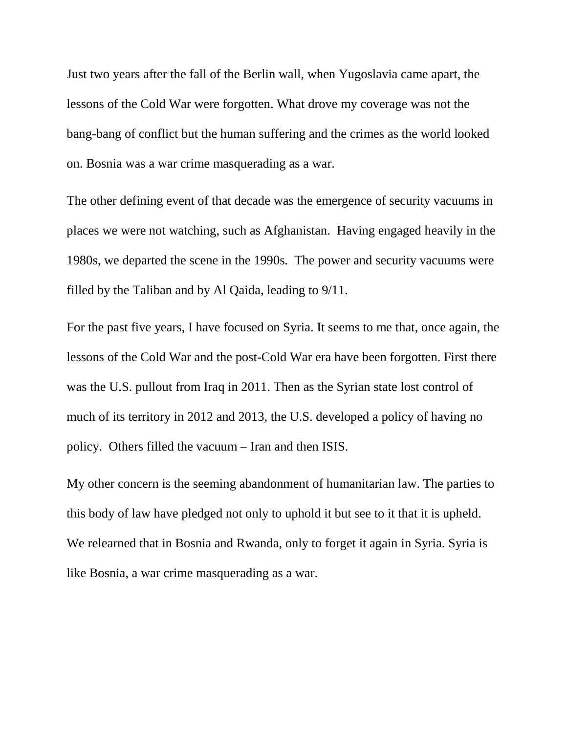Just two years after the fall of the Berlin wall, when Yugoslavia came apart, the lessons of the Cold War were forgotten. What drove my coverage was not the bang-bang of conflict but the human suffering and the crimes as the world looked on. Bosnia was a war crime masquerading as a war.

The other defining event of that decade was the emergence of security vacuums in places we were not watching, such as Afghanistan. Having engaged heavily in the 1980s, we departed the scene in the 1990s. The power and security vacuums were filled by the Taliban and by Al Qaida, leading to 9/11.

For the past five years, I have focused on Syria. It seems to me that, once again, the lessons of the Cold War and the post-Cold War era have been forgotten. First there was the U.S. pullout from Iraq in 2011. Then as the Syrian state lost control of much of its territory in 2012 and 2013, the U.S. developed a policy of having no policy. Others filled the vacuum – Iran and then ISIS.

My other concern is the seeming abandonment of humanitarian law. The parties to this body of law have pledged not only to uphold it but see to it that it is upheld. We relearned that in Bosnia and Rwanda, only to forget it again in Syria. Syria is like Bosnia, a war crime masquerading as a war.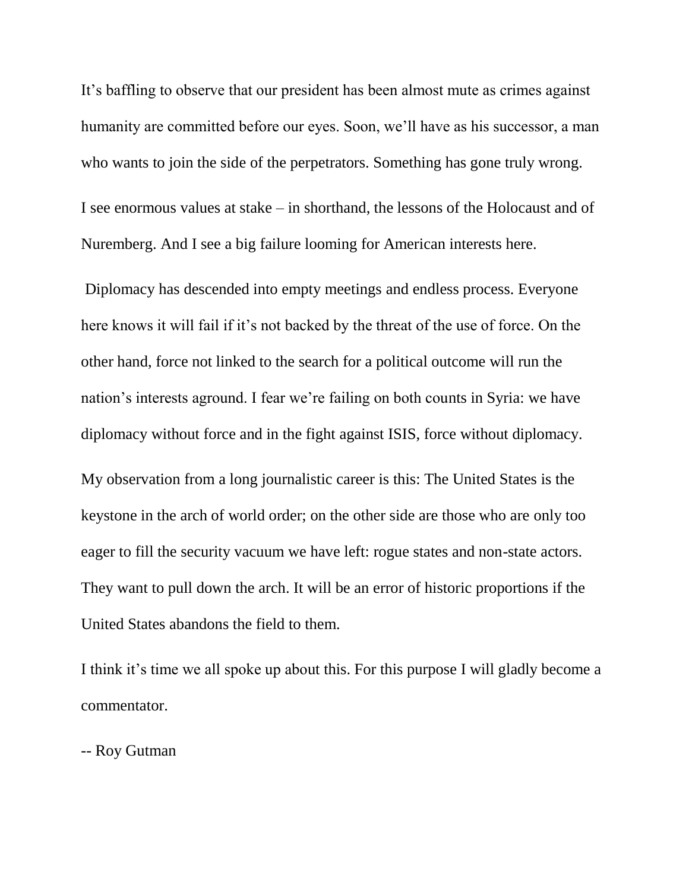It's baffling to observe that our president has been almost mute as crimes against humanity are committed before our eyes. Soon, we'll have as his successor, a man who wants to join the side of the perpetrators. Something has gone truly wrong.

I see enormous values at stake – in shorthand, the lessons of the Holocaust and of Nuremberg. And I see a big failure looming for American interests here.

Diplomacy has descended into empty meetings and endless process. Everyone here knows it will fail if it's not backed by the threat of the use of force. On the other hand, force not linked to the search for a political outcome will run the nation's interests aground. I fear we're failing on both counts in Syria: we have diplomacy without force and in the fight against ISIS, force without diplomacy.

My observation from a long journalistic career is this: The United States is the keystone in the arch of world order; on the other side are those who are only too eager to fill the security vacuum we have left: rogue states and non-state actors. They want to pull down the arch. It will be an error of historic proportions if the United States abandons the field to them.

I think it's time we all spoke up about this. For this purpose I will gladly become a commentator.

-- Roy Gutman